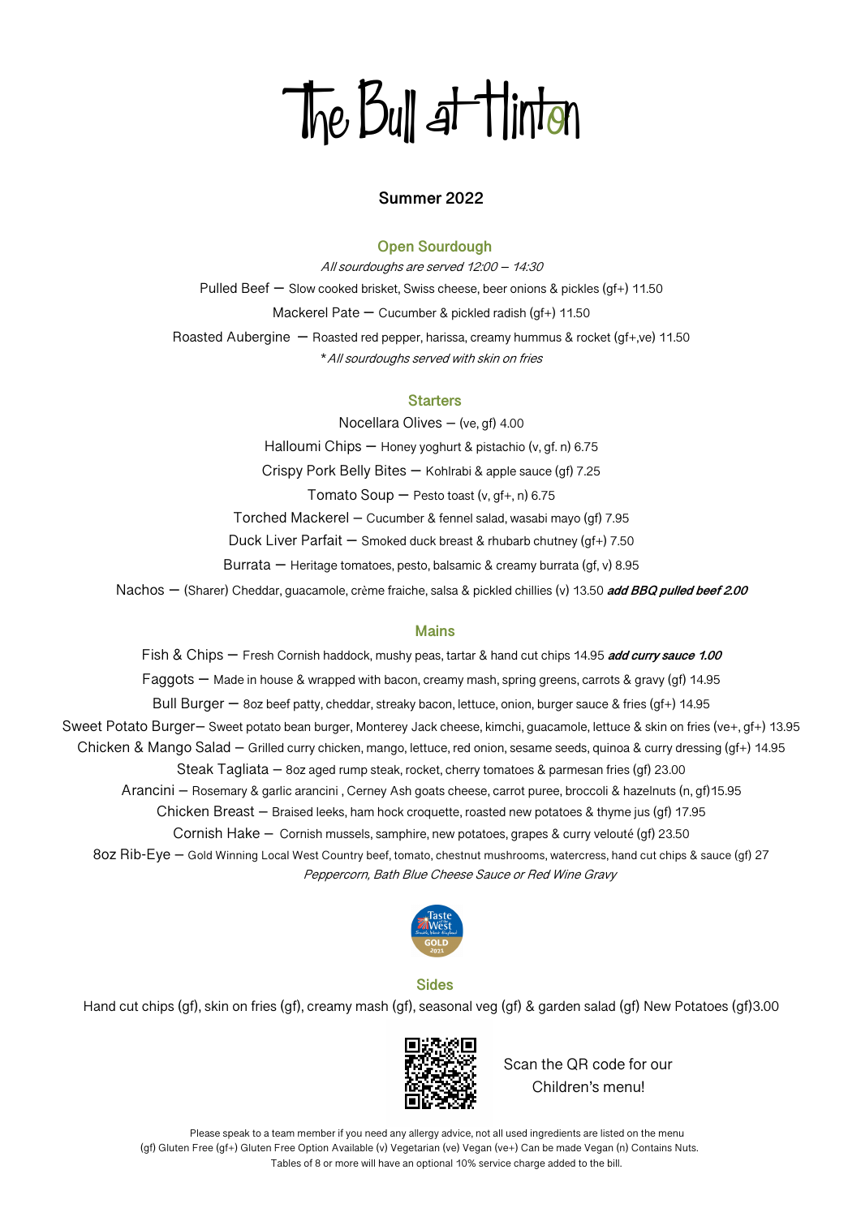# The Bull at Hinton

### Summer 2022

## Open Sourdough

*All sourdoughs are served 12:00 – 14:30*

Pulled Beef – Slow cooked brisket, Swiss cheese, beer onions & pickles (gf+) 11.50

Mackerel Pate – Cucumber & pickled radish (gf+) 11.50

Roasted Aubergine – Roasted red pepper, harissa, creamy hummus & rocket (gf+,ve) 11.50

*\*All sourdoughs served with skin on fries*

## Starters

Nocellara Olives – (ve, gf) 4.00

Halloumi Chips – Honey yoghurt & pistachio (v, gf. n) 6.75

Crispy Pork Belly Bites – Kohlrabi & apple sauce (gf) 7.25

Tomato Soup – Pesto toast (v, gf+, n) 6.75

Torched Mackerel – Cucumber & fennel salad, wasabi mayo (gf) 7.95

Duck Liver Parfait – Smoked duck breast & rhubarb chutney (gf+) 7.50

Burrata – Heritage tomatoes, pesto, balsamic & creamy burrata (gf, v) 8.95

Nachos – (Sharer) Cheddar, guacamole, crème fraiche, salsa & pickled chillies (v) 13.50 ***add BBQ pulled beef 2.00***

## Mains

Fish & Chips – Fresh Cornish haddock, mushy peas, tartar & hand cut chips 14.95 ***add curry sauce 1.00***

Faggots – Made in house & wrapped with bacon, creamy mash, spring greens, carrots & gravy (gf) 14.95

Bull Burger – 8oz beef patty, cheddar, streaky bacon, lettuce, onion, burger sauce & fries (gf+) 14.95

Sweet Potato Burger– Sweet potato bean burger, Monterey Jack cheese, kimchi, guacamole, lettuce & skin on fries (ve+, gf+) 13.95

Chicken & Mango Salad – Grilled curry chicken, mango, lettuce, red onion, sesame seeds, quinoa & curry dressing (gf+) 14.95

Steak Tagliata – 8oz aged rump steak, rocket, cherry tomatoes & parmesan fries (gf) 23.00

Arancini – Rosemary & garlic arancini , Cerney Ash goats cheese, carrot puree, broccoli & hazelnuts (n, gf)15.95

Chicken Breast – Braised leeks, ham hock croquette, roasted new potatoes & thyme jus (gf) 17.95

Cornish Hake – Cornish mussels, samphire, new potatoes, grapes & curry velouté (gf) 23.50

8oz Rib-Eye – Gold Winning Local West Country beef, tomato, chestnut mushrooms, watercress, hand cut chips & sauce (gf) 27

*Peppercorn, Bath Blue Cheese Sauce or Red Wine Gravy*

## Sides

Hand cut chips (gf), skin on fries (gf), creamy mash (gf), seasonal veg (gf) & garden salad (gf) New Potatoes (gf)3.00

Scan the QR code for our Children's menu!

Please speak to a team member if you need any allergy advice, not all used ingredients are listed on the menu

(gf) Gluten Free (gf+) Gluten Free Option Available (v) Vegetarian (ve) Vegan (ve+) Can be made Vegan (n) Contains Nuts.

Tables of 8 or more will have an optional 10% service charge added to the bill.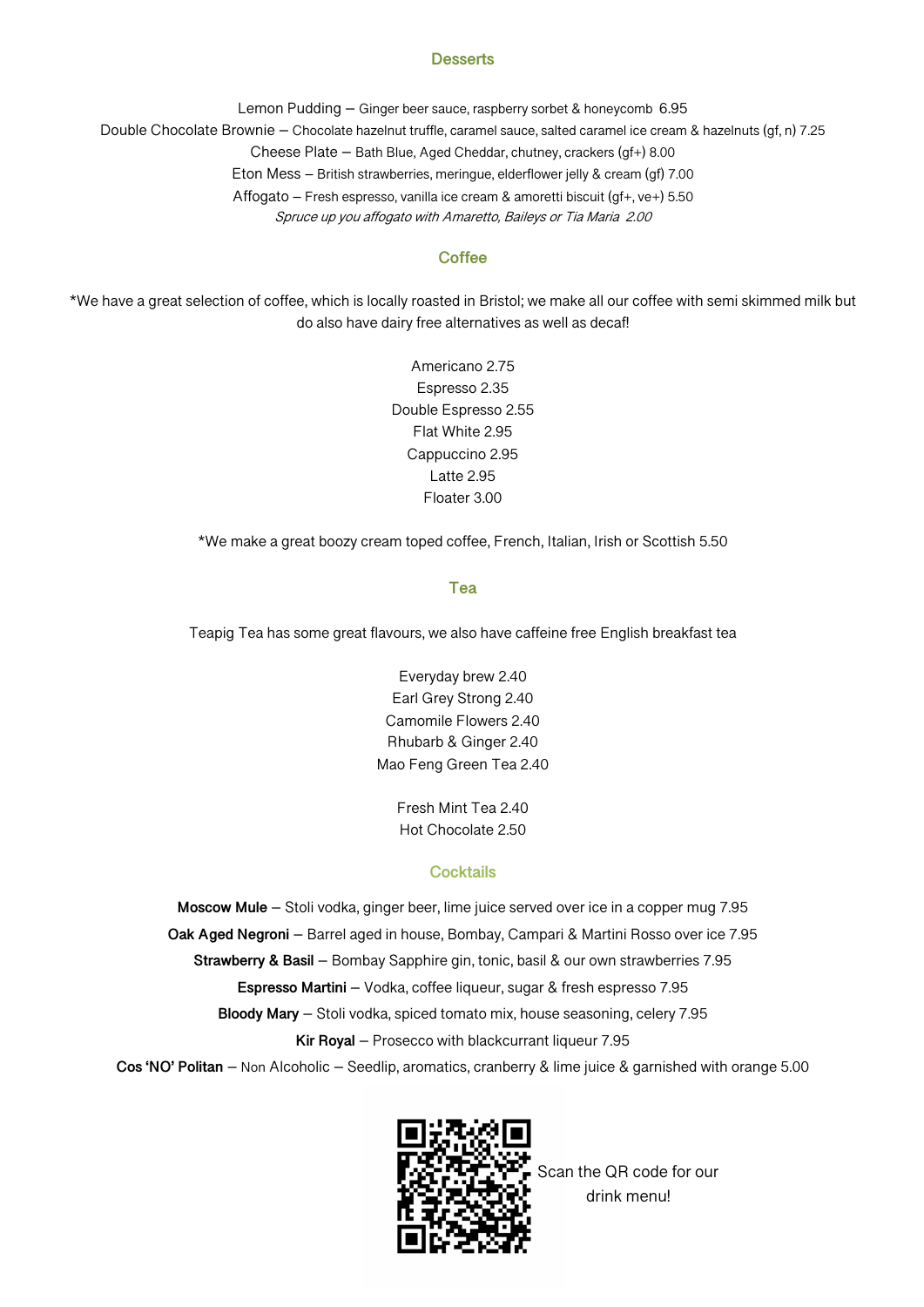## Desserts

Lemon Pudding – Ginger beer sauce, raspberry sorbet & honeycomb 6.95

Double Chocolate Brownie – Chocolate hazelnut truffle, caramel sauce, salted caramel ice cream & hazelnuts (gf, n) 7.25

Cheese Plate – Bath Blue, Aged Cheddar, chutney, crackers (gf+) 8.00

Eton Mess – British strawberries, meringue, elderflower jelly & cream (gf) 7.00

Affogato – Fresh espresso, vanilla ice cream & amoretti biscuit (gf+, ve+) 5.50

*Spruce up you affogato with Amaretto, Baileys or Tia Maria 2.00*

## Coffee

*We have a great selection of coffee, which is locally roasted in Bristol; we make all our coffee with semi skimmed milk but do also have dairy free alternatives as well as decaf!

Americano 2.75
Espresso 2.35
Double Espresso 2.55
Flat White 2.95
Cappuccino 2.95
Latte 2.95
Floater 3.00

*We make a great boozy cream toped coffee, French, Italian, Irish or Scottish 5.50

## Tea

Teapig Tea has some great flavours, we also have caffeine free English breakfast tea

Everyday brew 2.40
Earl Grey Strong 2.40
Camomile Flowers 2.40
Rhubarb & Ginger 2.40
Mao Feng Green Tea 2.40

Fresh Mint Tea 2.40
Hot Chocolate 2.50

## Cocktails

**Moscow Mule** – Stoli vodka, ginger beer, lime juice served over ice in a copper mug 7.95

**Oak Aged Negroni** – Barrel aged in house, Bombay, Campari & Martini Rosso over ice 7.95

**Strawberry & Basil** – Bombay Sapphire gin, tonic, basil & our own strawberries 7.95

**Espresso Martini** – Vodka, coffee liqueur, sugar & fresh espresso 7.95

**Bloody Mary** – Stoli vodka, spiced tomato mix, house seasoning, celery 7.95

**Kir Royal** – Prosecco with blackcurrant liqueur 7.95

**Cos 'NO' Politan** – Non Alcoholic – Seedlip, aromatics, cranberry & lime juice & garnished with orange 5.00

Scan the QR code for our drink menu!